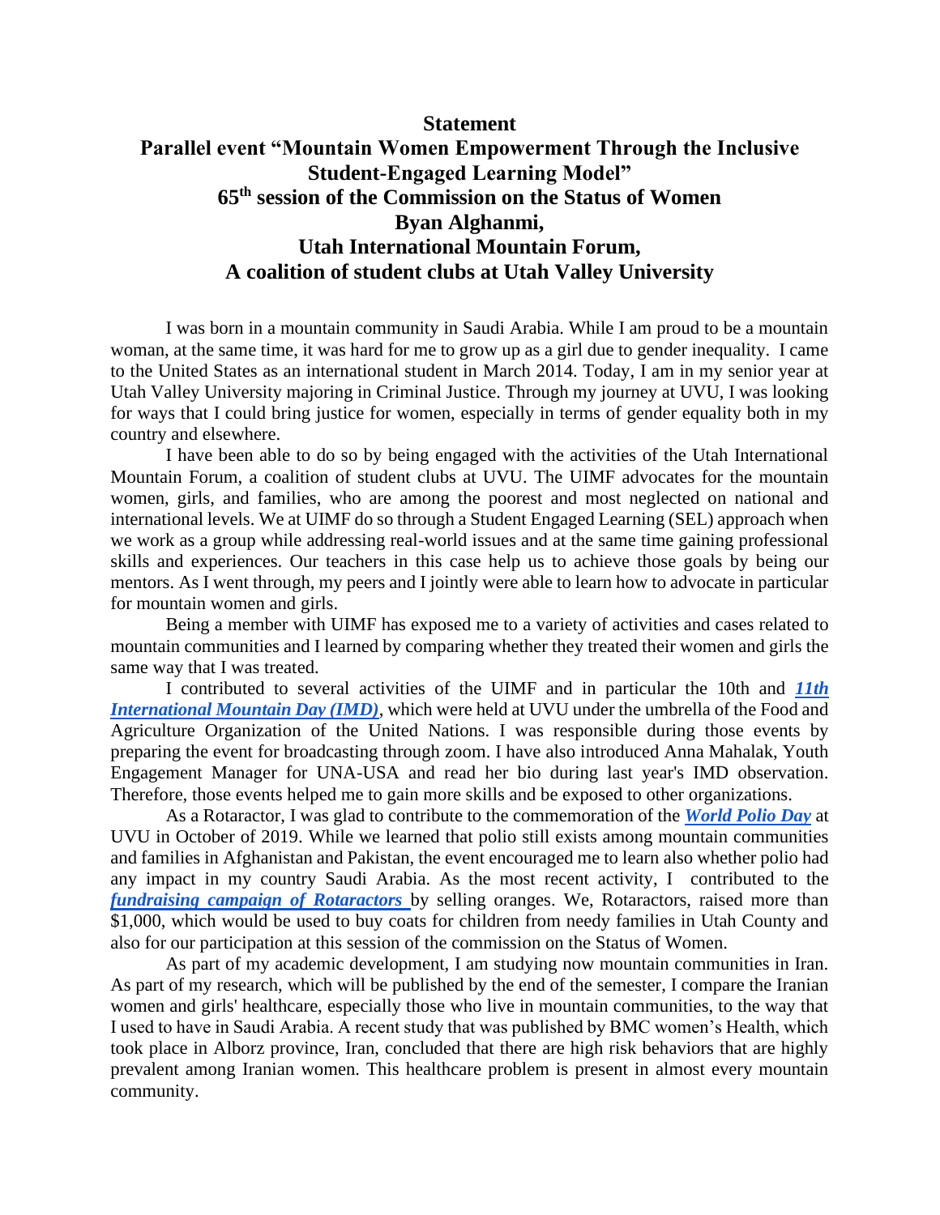# Statement

## Parallel event "Mountain Women Empowerment Through the Inclusive Student-Engaged Learning Model"

## 65th session of the Commission on the Status of Women

## Byan Alghanmi,

## Utah International Mountain Forum,

## A coalition of student clubs at Utah Valley University

I was born in a mountain community in Saudi Arabia. While I am proud to be a mountain woman, at the same time, it was hard for me to grow up as a girl due to gender inequality. I came to the United States as an international student in March 2014. Today, I am in my senior year at Utah Valley University majoring in Criminal Justice. Through my journey at UVU, I was looking for ways that I could bring justice for women, especially in terms of gender equality both in my country and elsewhere.

I have been able to do so by being engaged with the activities of the Utah International Mountain Forum, a coalition of student clubs at UVU. The UIMF advocates for the mountain women, girls, and families, who are among the poorest and most neglected on national and international levels. We at UIMF do so through a Student Engaged Learning (SEL) approach when we work as a group while addressing real-world issues and at the same time gaining professional skills and experiences. Our teachers in this case help us to achieve those goals by being our mentors. As I went through, my peers and I jointly were able to learn how to advocate in particular for mountain women and girls.

Being a member with UIMF has exposed me to a variety of activities and cases related to mountain communities and I learned by comparing whether they treated their women and girls the same way that I was treated.

I contributed to several activities of the UIMF and in particular the 10th and ***11th International Mountain Day (IMD)***, which were held at UVU under the umbrella of the Food and Agriculture Organization of the United Nations. I was responsible during those events by preparing the event for broadcasting through zoom. I have also introduced Anna Mahalak, Youth Engagement Manager for UNA-USA and read her bio during last year's IMD observation. Therefore, those events helped me to gain more skills and be exposed to other organizations.

As a Rotaractor, I was glad to contribute to the commemoration of the ***World Polio Day*** at UVU in October of 2019. While we learned that polio still exists among mountain communities and families in Afghanistan and Pakistan, the event encouraged me to learn also whether polio had any impact in my country Saudi Arabia. As the most recent activity, I contributed to the ***fundraising campaign of Rotaractors*** by selling oranges. We, Rotaractors, raised more than $1,000, which would be used to buy coats for children from needy families in Utah County and also for our participation at this session of the commission on the Status of Women.

As part of my academic development, I am studying now mountain communities in Iran. As part of my research, which will be published by the end of the semester, I compare the Iranian women and girls' healthcare, especially those who live in mountain communities, to the way that I used to have in Saudi Arabia. A recent study that was published by BMC women's Health, which took place in Alborz province, Iran, concluded that there are high risk behaviors that are highly prevalent among Iranian women. This healthcare problem is present in almost every mountain community.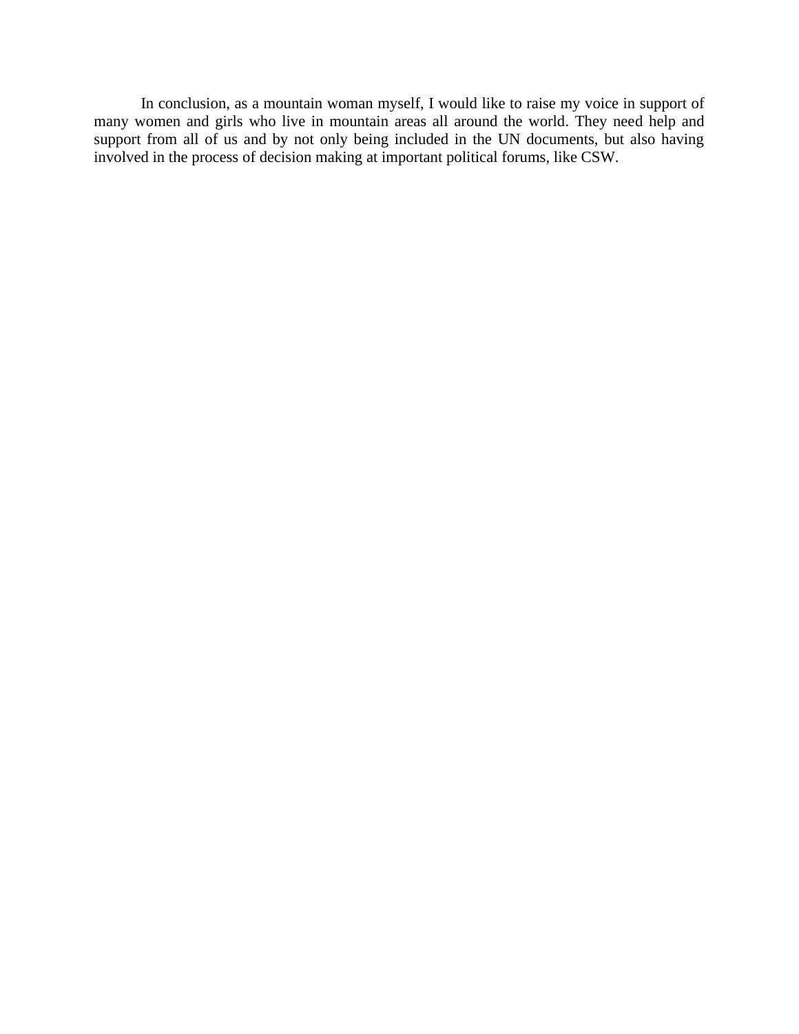In conclusion, as a mountain woman myself, I would like to raise my voice in support of many women and girls who live in mountain areas all around the world. They need help and support from all of us and by not only being included in the UN documents, but also having involved in the process of decision making at important political forums, like CSW.